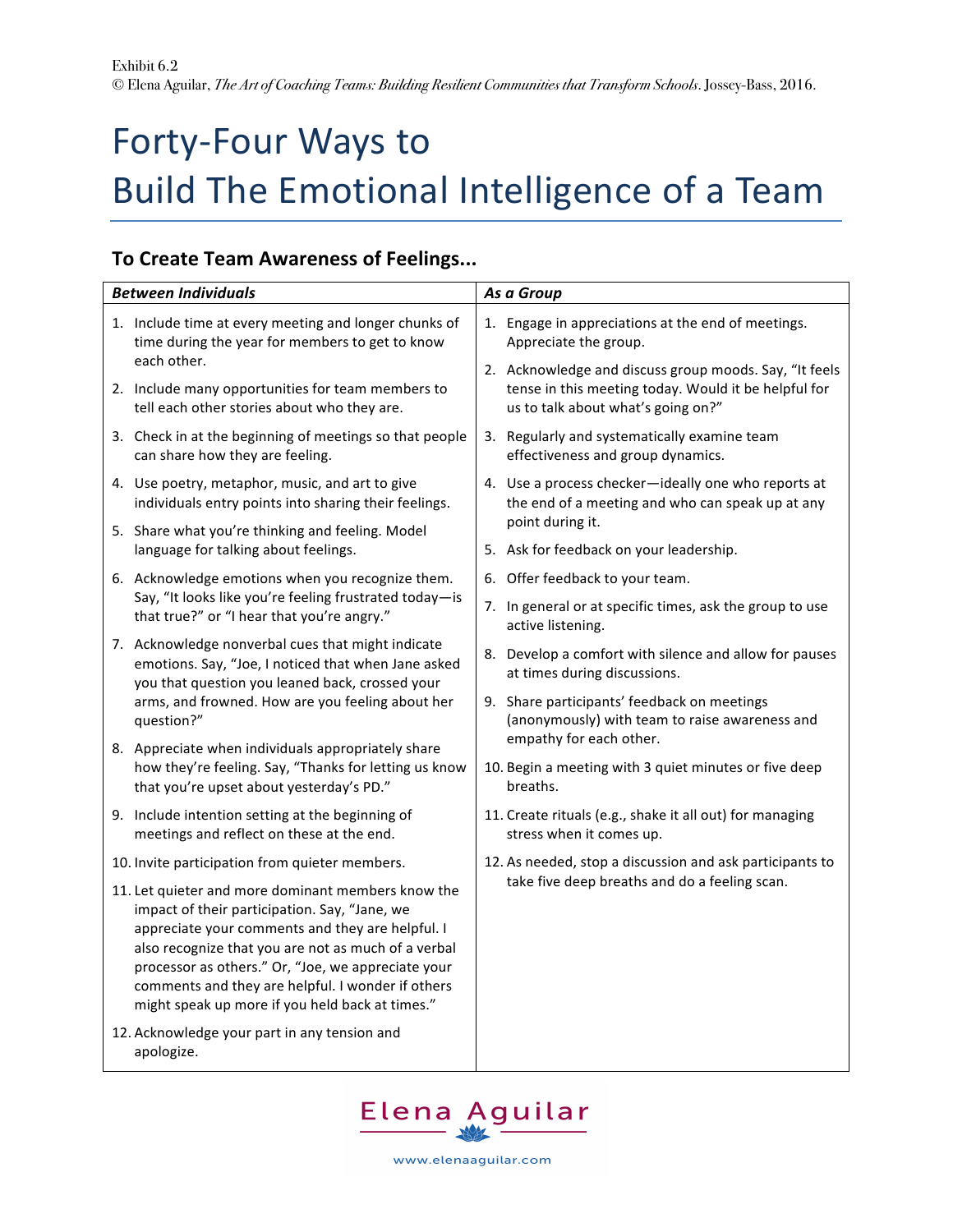Exhibit 6.2
© Elena Aguilar, *The Art of Coaching Teams: Building Resilient Communities that Transform Schools*. Jossey-Bass, 2016.

# Forty-Four Ways to Build The Emotional Intelligence of a Team

## To Create Team Awareness of Feelings...

| ***Between Individuals*** | ***As a Group*** |
|---|---|
| 1. Include time at every meeting and longer chunks of time during the year for members to get to know each other. | 1. Engage in appreciations at the end of meetings. Appreciate the group. |
| 2. Include many opportunities for team members to tell each other stories about who they are. | 2. Acknowledge and discuss group moods. Say, "It feels tense in this meeting today. Would it be helpful for us to talk about what's going on?" |
| 3. Check in at the beginning of meetings so that people can share how they are feeling. | 3. Regularly and systematically examine team effectiveness and group dynamics. |
| 4. Use poetry, metaphor, music, and art to give individuals entry points into sharing their feelings. | 4. Use a process checker—ideally one who reports at the end of a meeting and who can speak up at any point during it. |
| 5. Share what you're thinking and feeling. Model language for talking about feelings. | 5. Ask for feedback on your leadership. |
| 6. Acknowledge emotions when you recognize them. Say, "It looks like you're feeling frustrated today—is that true?" or "I hear that you're angry." | 6. Offer feedback to your team. |
| 7. Acknowledge nonverbal cues that might indicate emotions. Say, "Joe, I noticed that when Jane asked you that question you leaned back, crossed your arms, and frowned. How are you feeling about her question?" | 7. In general or at specific times, ask the group to use active listening. |
| 8. Appreciate when individuals appropriately share how they're feeling. Say, "Thanks for letting us know that you're upset about yesterday's PD." | 8. Develop a comfort with silence and allow for pauses at times during discussions. |
| 9. Include intention setting at the beginning of meetings and reflect on these at the end. | 9. Share participants' feedback on meetings (anonymously) with team to raise awareness and empathy for each other. |
| 10. Invite participation from quieter members. | 10. Begin a meeting with 3 quiet minutes or five deep breaths. |
| 11. Let quieter and more dominant members know the impact of their participation. Say, "Jane, we appreciate your comments and they are helpful. I also recognize that you are not as much of a verbal processor as others." Or, "Joe, we appreciate your comments and they are helpful. I wonder if others might speak up more if you held back at times." | 11. Create rituals (e.g., shake it all out) for managing stress when it comes up. |
| 12. Acknowledge your part in any tension and apologize. | 12. As needed, stop a discussion and ask participants to take five deep breaths and do a feeling scan. |

Elena Aguilar
www.elenaaguilar.com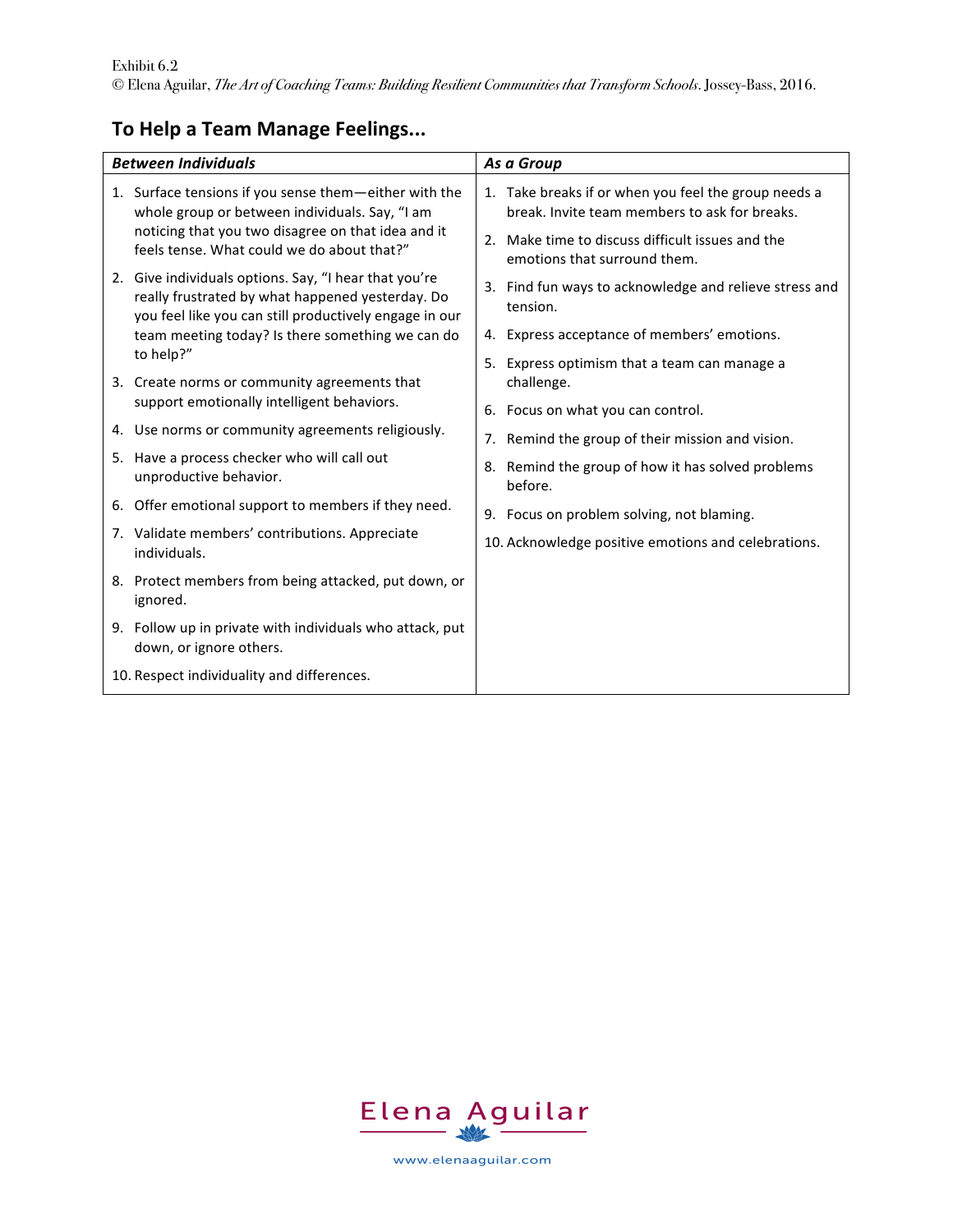Exhibit 6.2
© Elena Aguilar, *The Art of Coaching Teams: Building Resilient Communities that Transform Schools*. Jossey-Bass, 2016.

## To Help a Team Manage Feelings...

| *Between Individuals* | *As a Group* |
|---|---|
| 1. Surface tensions if you sense them—either with the whole group or between individuals. Say, "I am noticing that you two disagree on that idea and it feels tense. What could we do about that?" | 1. Take breaks if or when you feel the group needs a break. Invite team members to ask for breaks. |
| 2. Give individuals options. Say, "I hear that you're really frustrated by what happened yesterday. Do you feel like you can still productively engage in our team meeting today? Is there something we can do to help?" | 2. Make time to discuss difficult issues and the emotions that surround them. |
| 3. Create norms or community agreements that support emotionally intelligent behaviors. | 3. Find fun ways to acknowledge and relieve stress and tension. |
| 4. Use norms or community agreements religiously. | 4. Express acceptance of members' emotions. |
| 5. Have a process checker who will call out unproductive behavior. | 5. Express optimism that a team can manage a challenge. |
| 6. Offer emotional support to members if they need. | 6. Focus on what you can control. |
| 7. Validate members' contributions. Appreciate individuals. | 7. Remind the group of their mission and vision. |
| 8. Protect members from being attacked, put down, or ignored. | 8. Remind the group of how it has solved problems before. |
| 9. Follow up in private with individuals who attack, put down, or ignore others. | 9. Focus on problem solving, not blaming. |
| 10. Respect individuality and differences. | 10. Acknowledge positive emotions and celebrations. |

Elena Aguilar

www.elenaaguilar.com